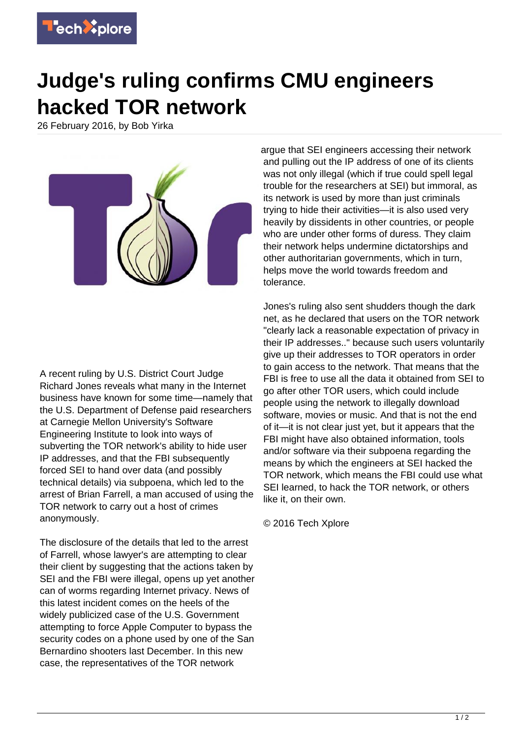# Judge's ruling confirms CMU engineers hacked TOR network

26 February 2016, by Bob Yirka

A recent ruling by U.S. District Court Judge Richard Jones reveals what many in the Internet business have known for some time—namely that the U.S. Department of Defense paid researchers at Carnegie Mellon University's Software Engineering Institute to look into ways of subverting the TOR network's ability to hide user IP addresses, and that the FBI subsequently forced SEI to hand over data (and possibly technical details) via subpoena, which led to the arrest of Brian Farrell, a man accused of using the TOR network to carry out a host of crimes anonymously.

The disclosure of the details that led to the arrest of Farrell, whose lawyer's are attempting to clear their client by suggesting that the actions taken by SEI and the FBI were illegal, opens up yet another can of worms regarding Internet privacy. News of this latest incident comes on the heels of the widely publicized case of the U.S. Government attempting to force Apple Computer to bypass the security codes on a phone used by one of the San Bernardino shooters last December. In this new case, the representatives of the TOR network argue that SEI engineers accessing their network and pulling out the IP address of one of its clients was not only illegal (which if true could spell legal trouble for the researchers at SEI) but immoral, as its network is used by more than just criminals trying to hide their activities—it is also used very heavily by dissidents in other countries, or people who are under other forms of duress. They claim their network helps undermine dictatorships and other authoritarian governments, which in turn, helps move the world towards freedom and tolerance.

Jones's ruling also sent shudders though the dark net, as he declared that users on the TOR network "clearly lack a reasonable expectation of privacy in their IP addresses.." because such users voluntarily give up their addresses to TOR operators in order to gain access to the network. That means that the FBI is free to use all the data it obtained from SEI to go after other TOR users, which could include people using the network to illegally download software, movies or music. And that is not the end of it—it is not clear just yet, but it appears that the FBI might have also obtained information, tools and/or software via their subpoena regarding the means by which the engineers at SEI hacked the TOR network, which means the FBI could use what SEI learned, to hack the TOR network, or others like it, on their own.

© 2016 Tech Xplore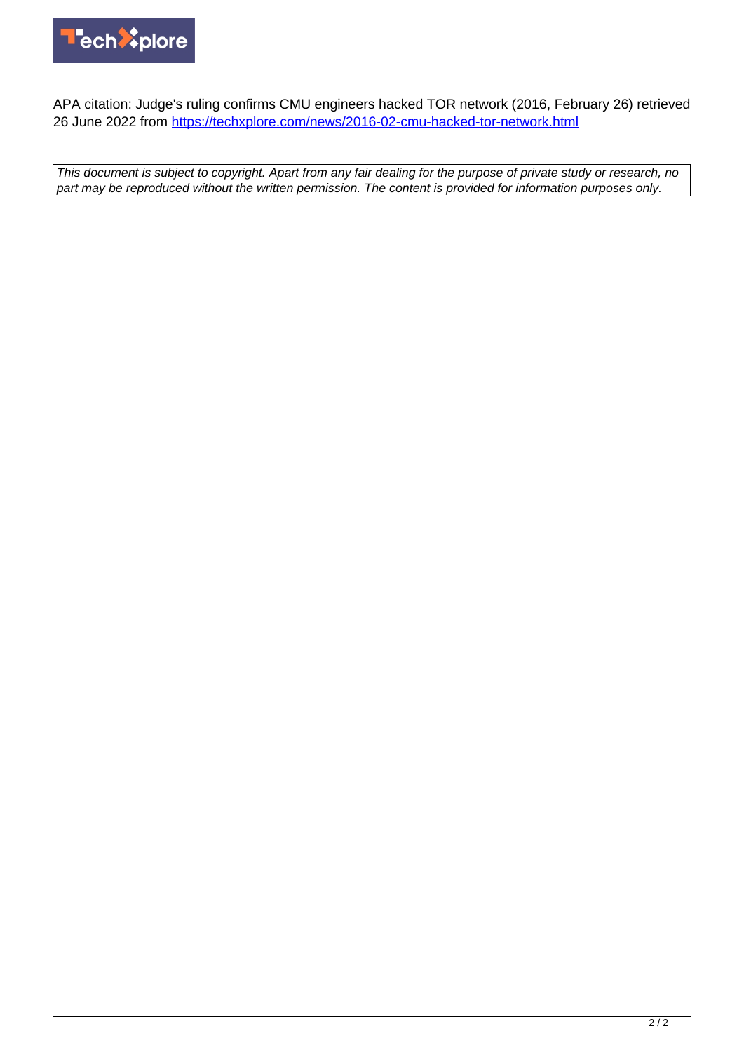APA citation: Judge's ruling confirms CMU engineers hacked TOR network (2016, February 26) retrieved 26 June 2022 from https://techxplore.com/news/2016-02-cmu-hacked-tor-network.html

*This document is subject to copyright. Apart from any fair dealing for the purpose of private study or research, no part may be reproduced without the written permission. The content is provided for information purposes only.*